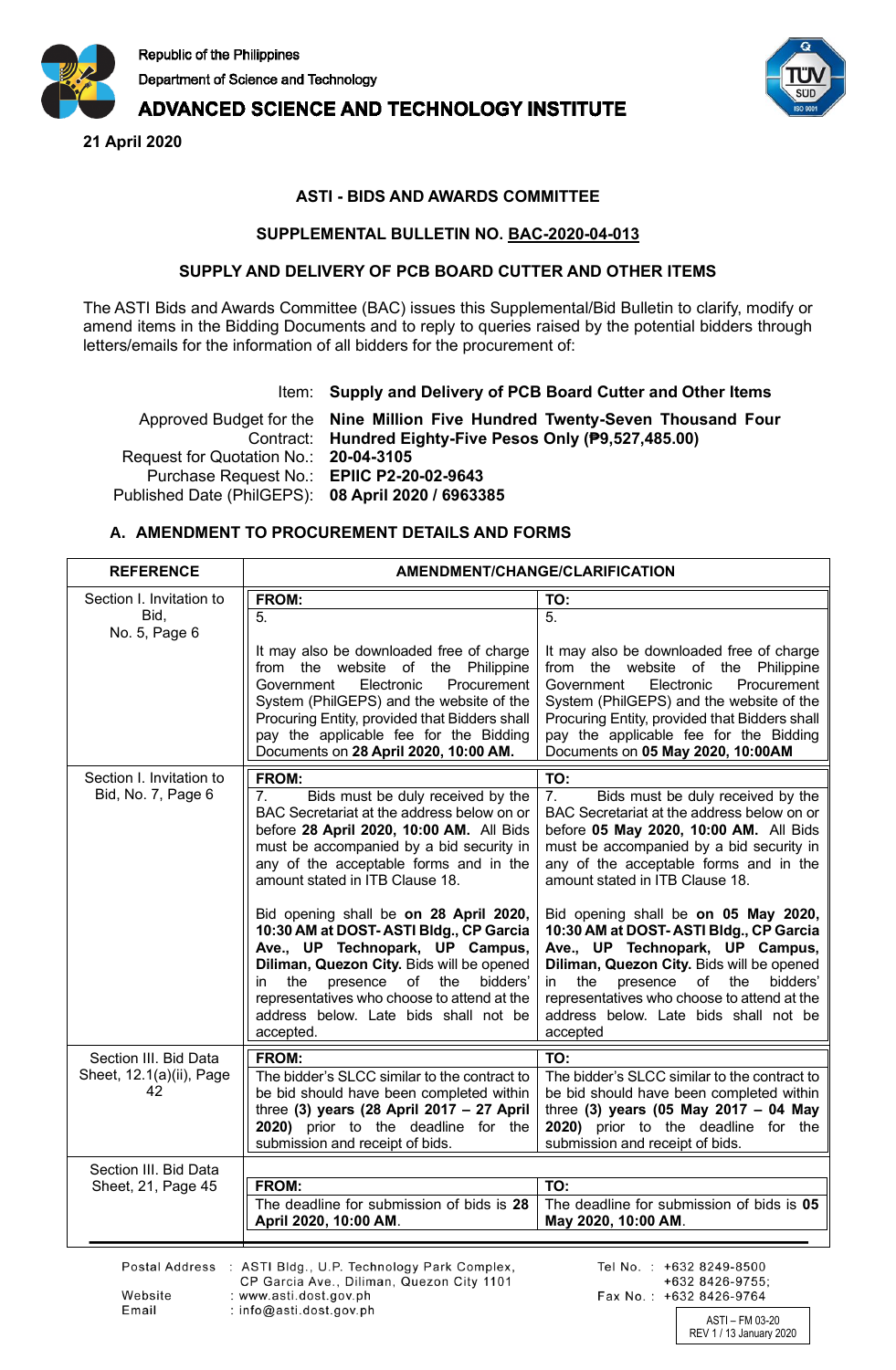Republic of the Philippines
Department of Science and Technology
**ADVANCED SCIENCE AND TECHNOLOGY INSTITUTE**

**21 April 2020**

**ASTI - BIDS AND AWARDS COMMITTEE**

**SUPPLEMENTAL BULLETIN NO. BAC-2020-04-013**

**SUPPLY AND DELIVERY OF PCB BOARD CUTTER AND OTHER ITEMS**

The ASTI Bids and Awards Committee (BAC) issues this Supplemental/Bid Bulletin to clarify, modify or amend items in the Bidding Documents and to reply to queries raised by the potential bidders through letters/emails for the information of all bidders for the procurement of:

| | |
|---|---|
| Item: | **Supply and Delivery of PCB Board Cutter and Other Items** |
| Approved Budget for the Contract: | **Nine Million Five Hundred Twenty-Seven Thousand Four Hundred Eighty-Five Pesos Only (₱9,527,485.00)** |
| Request for Quotation No.: | **20-04-3105** |
| Purchase Request No.: | **EPIIC P2-20-02-9643** |
| Published Date (PhilGEPS): | **08 April 2020 / 6963385** |

### A. AMENDMENT TO PROCUREMENT DETAILS AND FORMS

| REFERENCE | AMENDMENT/CHANGE/CLARIFICATION | |
|---|---|---|
| | **FROM:** | **TO:** |
| Section I. Invitation to Bid, No. 5, Page 6 | 5.<br><br>It may also be downloaded free of charge from the website of the Philippine Government Electronic Procurement System (PhilGEPS) and the website of the Procuring Entity, provided that Bidders shall pay the applicable fee for the Bidding Documents on **28 April 2020, 10:00 AM.** | 5.<br><br>It may also be downloaded free of charge from the website of the Philippine Government Electronic Procurement System (PhilGEPS) and the website of the Procuring Entity, provided that Bidders shall pay the applicable fee for the Bidding Documents on **05 May 2020, 10:00AM** |
| Section I. Invitation to Bid, No. 7, Page 6 | 7. Bids must be duly received by the BAC Secretariat at the address below on or before **28 April 2020, 10:00 AM.** All Bids must be accompanied by a bid security in any of the acceptable forms and in the amount stated in ITB Clause 18.<br><br>Bid opening shall be **on 28 April 2020, 10:30 AM at DOST- ASTI Bldg., CP Garcia Ave., UP Technopark, UP Campus, Diliman, Quezon City.** Bids will be opened in the presence of the bidders' representatives who choose to attend at the address below. Late bids shall not be accepted. | 7. Bids must be duly received by the BAC Secretariat at the address below on or before **05 May 2020, 10:00 AM.** All Bids must be accompanied by a bid security in any of the acceptable forms and in the amount stated in ITB Clause 18.<br><br>Bid opening shall be **on 05 May 2020, 10:30 AM at DOST- ASTI Bldg., CP Garcia Ave., UP Technopark, UP Campus, Diliman, Quezon City.** Bids will be opened in the presence of the bidders' representatives who choose to attend at the address below. Late bids shall not be accepted |
| Section III. Bid Data Sheet, 12.1(a)(ii), Page 42 | The bidder's SLCC similar to the contract to be bid should have been completed within three **(3) years (28 April 2017 – 27 April 2020)** prior to the deadline for the submission and receipt of bids. | The bidder's SLCC similar to the contract to be bid should have been completed within three **(3) years (05 May 2017 – 04 May 2020)** prior to the deadline for the submission and receipt of bids. |
| Section III. Bid Data Sheet, 21, Page 45 | The deadline for submission of bids is **28 April 2020, 10:00 AM**. | The deadline for submission of bids is **05 May 2020, 10:00 AM**. |

Postal Address : ASTI Bldg., U.P. Technology Park Complex, CP Garcia Ave., Diliman, Quezon City 1101
Website : www.asti.dost.gov.ph
Email : info@asti.dost.gov.ph
Tel No. : +632 8249-8500, +632 8426-9755;
Fax No. : +632 8426-9764

ASTI – FM 03-20
REV 1 / 13 January 2020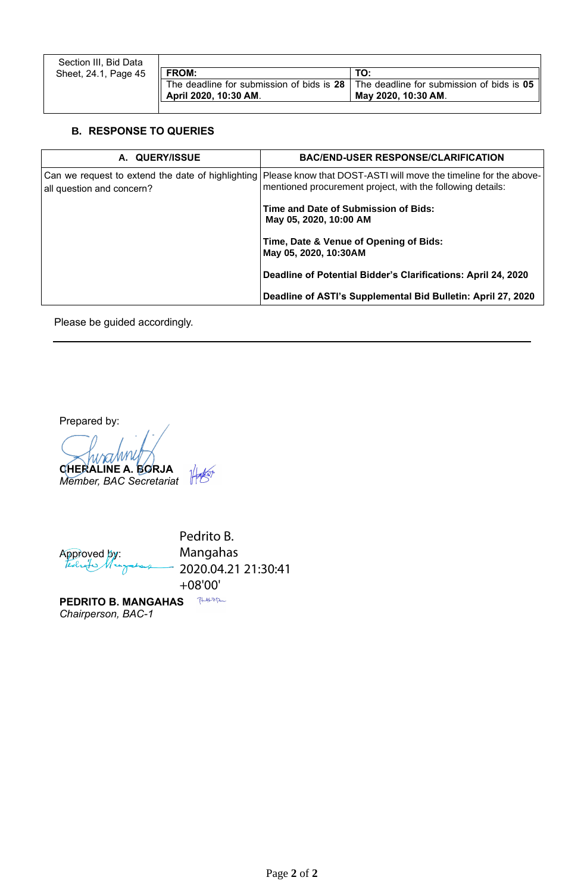| | | |
|---|---|---|
| Section III, Bid Data Sheet, 24.1, Page 45 | **FROM:**<br>The deadline for submission of bids is **28 April 2020, 10:30 AM**. | **TO:**<br>The deadline for submission of bids is **05 May 2020, 10:30 AM**. |

## B. RESPONSE TO QUERIES

| A. QUERY/ISSUE | BAC/END-USER RESPONSE/CLARIFICATION |
|---|---|
| Can we request to extend the date of highlighting all question and concern? | Please know that DOST-ASTI will move the timeline for the above-mentioned procurement project, with the following details:<br><br>**Time and Date of Submission of Bids:**<br>**May 05, 2020, 10:00 AM**<br><br>**Time, Date & Venue of Opening of Bids:**<br>**May 05, 2020, 10:30AM**<br><br>**Deadline of Potential Bidder's Clarifications: April 24, 2020**<br><br>**Deadline of ASTI's Supplemental Bid Bulletin: April 27, 2020** |

Please be guided accordingly.

---

Prepared by:

**CHERALINE A. BORJA**
*Member, BAC Secretariat*

Approved by:

Pedrito B. Mangahas
2020.04.21 21:30:41
+08'00'

**PEDRITO B. MANGAHAS**
*Chairperson, BAC-1*